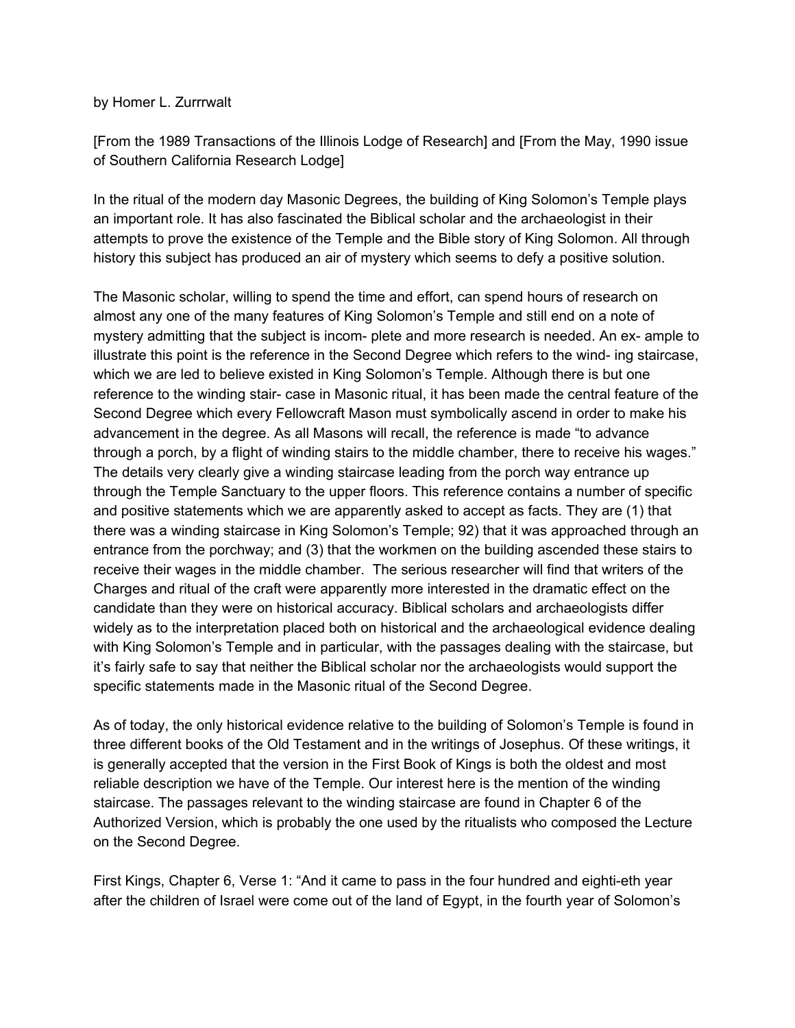by Homer L. Zurrrwalt

[From the 1989 Transactions of the Illinois Lodge of Research] and [From the May, 1990 issue of Southern California Research Lodge]

In the ritual of the modern day Masonic Degrees, the building of King Solomon's Temple plays an important role. It has also fascinated the Biblical scholar and the archaeologist in their attempts to prove the existence of the Temple and the Bible story of King Solomon. All through history this subject has produced an air of mystery which seems to defy a positive solution.

The Masonic scholar, willing to spend the time and effort, can spend hours of research on almost any one of the many features of King Solomon's Temple and still end on a note of mystery admitting that the subject is incom- plete and more research is needed. An ex- ample to illustrate this point is the reference in the Second Degree which refers to the wind- ing staircase, which we are led to believe existed in King Solomon's Temple. Although there is but one reference to the winding stair- case in Masonic ritual, it has been made the central feature of the Second Degree which every Fellowcraft Mason must symbolically ascend in order to make his advancement in the degree. As all Masons will recall, the reference is made "to advance through a porch, by a flight of winding stairs to the middle chamber, there to receive his wages." The details very clearly give a winding staircase leading from the porch way entrance up through the Temple Sanctuary to the upper floors. This reference contains a number of specific and positive statements which we are apparently asked to accept as facts. They are (1) that there was a winding staircase in King Solomon's Temple; 92) that it was approached through an entrance from the porchway; and (3) that the workmen on the building ascended these stairs to receive their wages in the middle chamber. The serious researcher will find that writers of the Charges and ritual of the craft were apparently more interested in the dramatic effect on the candidate than they were on historical accuracy. Biblical scholars and archaeologists differ widely as to the interpretation placed both on historical and the archaeological evidence dealing with King Solomon's Temple and in particular, with the passages dealing with the staircase, but it's fairly safe to say that neither the Biblical scholar nor the archaeologists would support the specific statements made in the Masonic ritual of the Second Degree.

As of today, the only historical evidence relative to the building of Solomon's Temple is found in three different books of the Old Testament and in the writings of Josephus. Of these writings, it is generally accepted that the version in the First Book of Kings is both the oldest and most reliable description we have of the Temple. Our interest here is the mention of the winding staircase. The passages relevant to the winding staircase are found in Chapter 6 of the Authorized Version, which is probably the one used by the ritualists who composed the Lecture on the Second Degree.

First Kings, Chapter 6, Verse 1: "And it came to pass in the four hundred and eighti-eth year after the children of Israel were come out of the land of Egypt, in the fourth year of Solomon's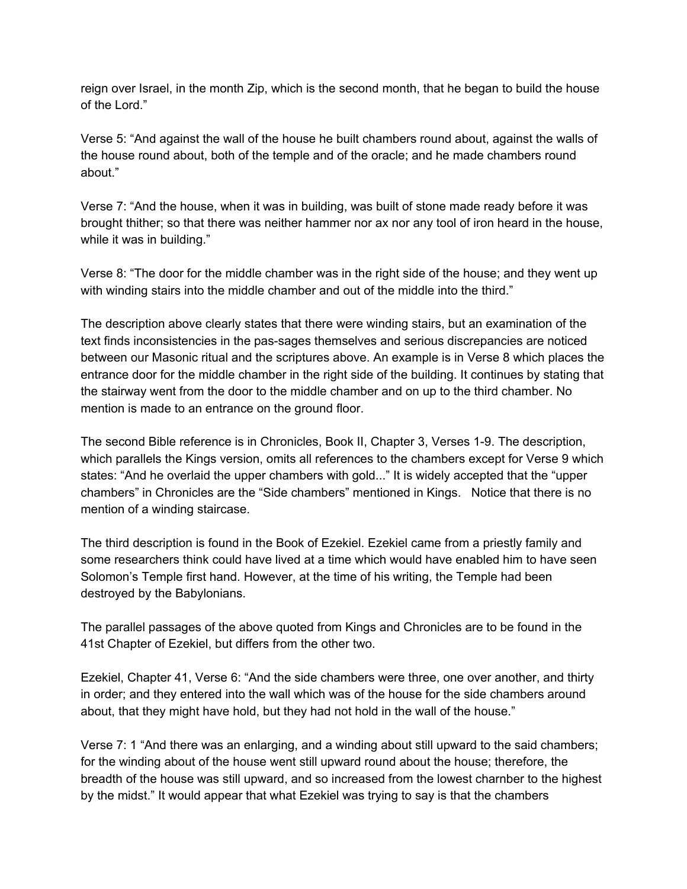reign over Israel, in the month Zip, which is the second month, that he began to build the house of the Lord."

Verse 5: "And against the wall of the house he built chambers round about, against the walls of the house round about, both of the temple and of the oracle; and he made chambers round about."

Verse 7: "And the house, when it was in building, was built of stone made ready before it was brought thither; so that there was neither hammer nor ax nor any tool of iron heard in the house, while it was in building."

Verse 8: "The door for the middle chamber was in the right side of the house; and they went up with winding stairs into the middle chamber and out of the middle into the third."

The description above clearly states that there were winding stairs, but an examination of the text finds inconsistencies in the pas-sages themselves and serious discrepancies are noticed between our Masonic ritual and the scriptures above. An example is in Verse 8 which places the entrance door for the middle chamber in the right side of the building. It continues by stating that the stairway went from the door to the middle chamber and on up to the third chamber. No mention is made to an entrance on the ground floor.

The second Bible reference is in Chronicles, Book II, Chapter 3, Verses 1-9. The description, which parallels the Kings version, omits all references to the chambers except for Verse 9 which states: "And he overlaid the upper chambers with gold..." It is widely accepted that the "upper chambers" in Chronicles are the "Side chambers" mentioned in Kings.   Notice that there is no mention of a winding staircase.

The third description is found in the Book of Ezekiel. Ezekiel came from a priestly family and some researchers think could have lived at a time which would have enabled him to have seen Solomon's Temple first hand. However, at the time of his writing, the Temple had been destroyed by the Babylonians.

The parallel passages of the above quoted from Kings and Chronicles are to be found in the 41st Chapter of Ezekiel, but differs from the other two.

Ezekiel, Chapter 41, Verse 6: "And the side chambers were three, one over another, and thirty in order; and they entered into the wall which was of the house for the side chambers around about, that they might have hold, but they had not hold in the wall of the house."

Verse 7: 1 "And there was an enlarging, and a winding about still upward to the said chambers; for the winding about of the house went still upward round about the house; therefore, the breadth of the house was still upward, and so increased from the lowest charnber to the highest by the midst." It would appear that what Ezekiel was trying to say is that the chambers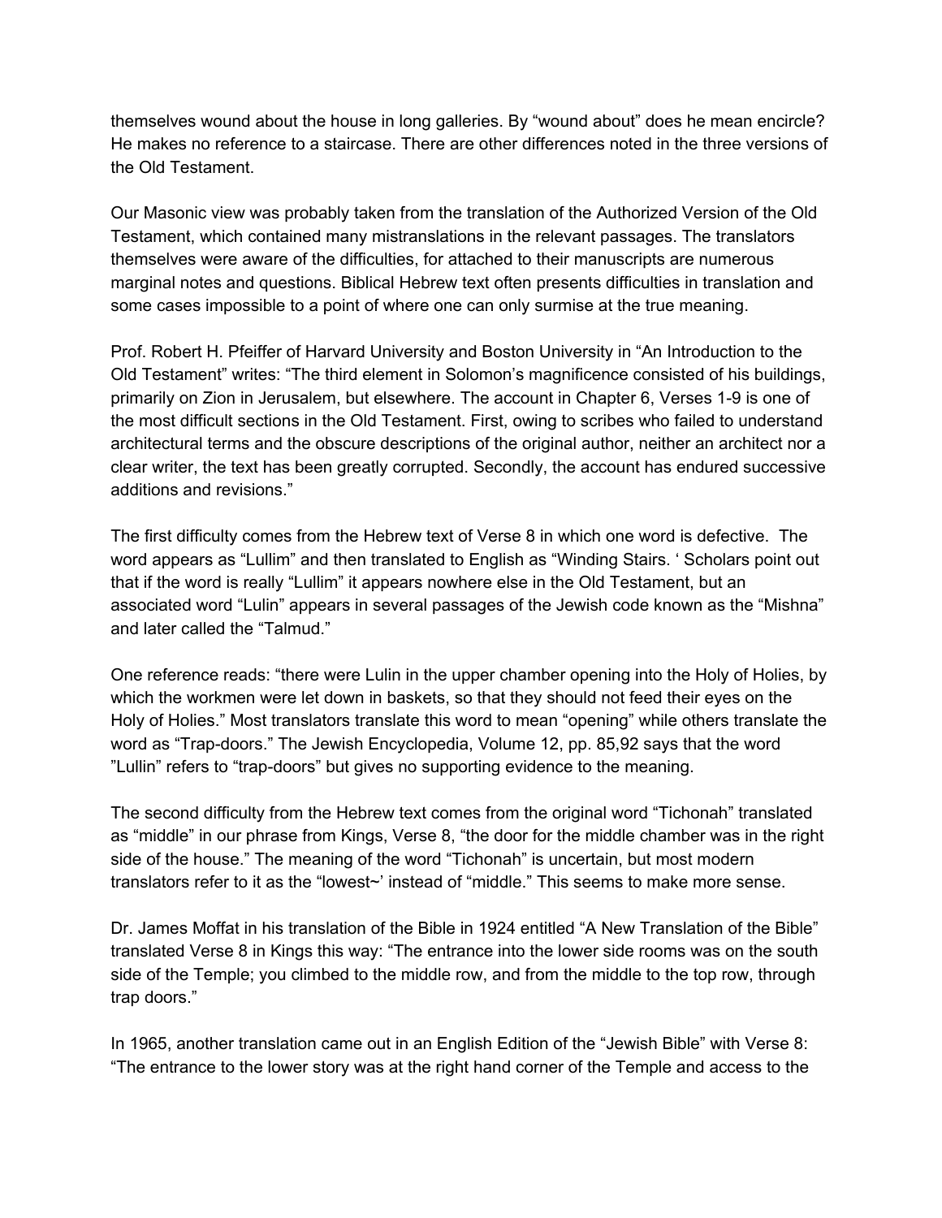themselves wound about the house in long galleries. By "wound about" does he mean encircle? He makes no reference to a staircase. There are other differences noted in the three versions of the Old Testament.

Our Masonic view was probably taken from the translation of the Authorized Version of the Old Testament, which contained many mistranslations in the relevant passages. The translators themselves were aware of the difficulties, for attached to their manuscripts are numerous marginal notes and questions. Biblical Hebrew text often presents difficulties in translation and some cases impossible to a point of where one can only surmise at the true meaning.

Prof. Robert H. Pfeiffer of Harvard University and Boston University in "An Introduction to the Old Testament" writes: "The third element in Solomon's magnificence consisted of his buildings, primarily on Zion in Jerusalem, but elsewhere. The account in Chapter 6, Verses 1-9 is one of the most difficult sections in the Old Testament. First, owing to scribes who failed to understand architectural terms and the obscure descriptions of the original author, neither an architect nor a clear writer, the text has been greatly corrupted. Secondly, the account has endured successive additions and revisions."

The first difficulty comes from the Hebrew text of Verse 8 in which one word is defective. The word appears as "Lullim" and then translated to English as "Winding Stairs. ' Scholars point out that if the word is really "Lullim" it appears nowhere else in the Old Testament, but an associated word "Lulin" appears in several passages of the Jewish code known as the "Mishna" and later called the "Talmud."

One reference reads: "there were Lulin in the upper chamber opening into the Holy of Holies, by which the workmen were let down in baskets, so that they should not feed their eyes on the Holy of Holies." Most translators translate this word to mean "opening" while others translate the word as "Trap-doors." The Jewish Encyclopedia, Volume 12, pp. 85,92 says that the word "Lullin" refers to "trap-doors" but gives no supporting evidence to the meaning.

The second difficulty from the Hebrew text comes from the original word "Tichonah" translated as "middle" in our phrase from Kings, Verse 8, "the door for the middle chamber was in the right side of the house." The meaning of the word "Tichonah" is uncertain, but most modern translators refer to it as the "lowest~' instead of "middle." This seems to make more sense.

Dr. James Moffat in his translation of the Bible in 1924 entitled "A New Translation of the Bible" translated Verse 8 in Kings this way: "The entrance into the lower side rooms was on the south side of the Temple; you climbed to the middle row, and from the middle to the top row, through trap doors."

In 1965, another translation came out in an English Edition of the "Jewish Bible" with Verse 8: "The entrance to the lower story was at the right hand corner of the Temple and access to the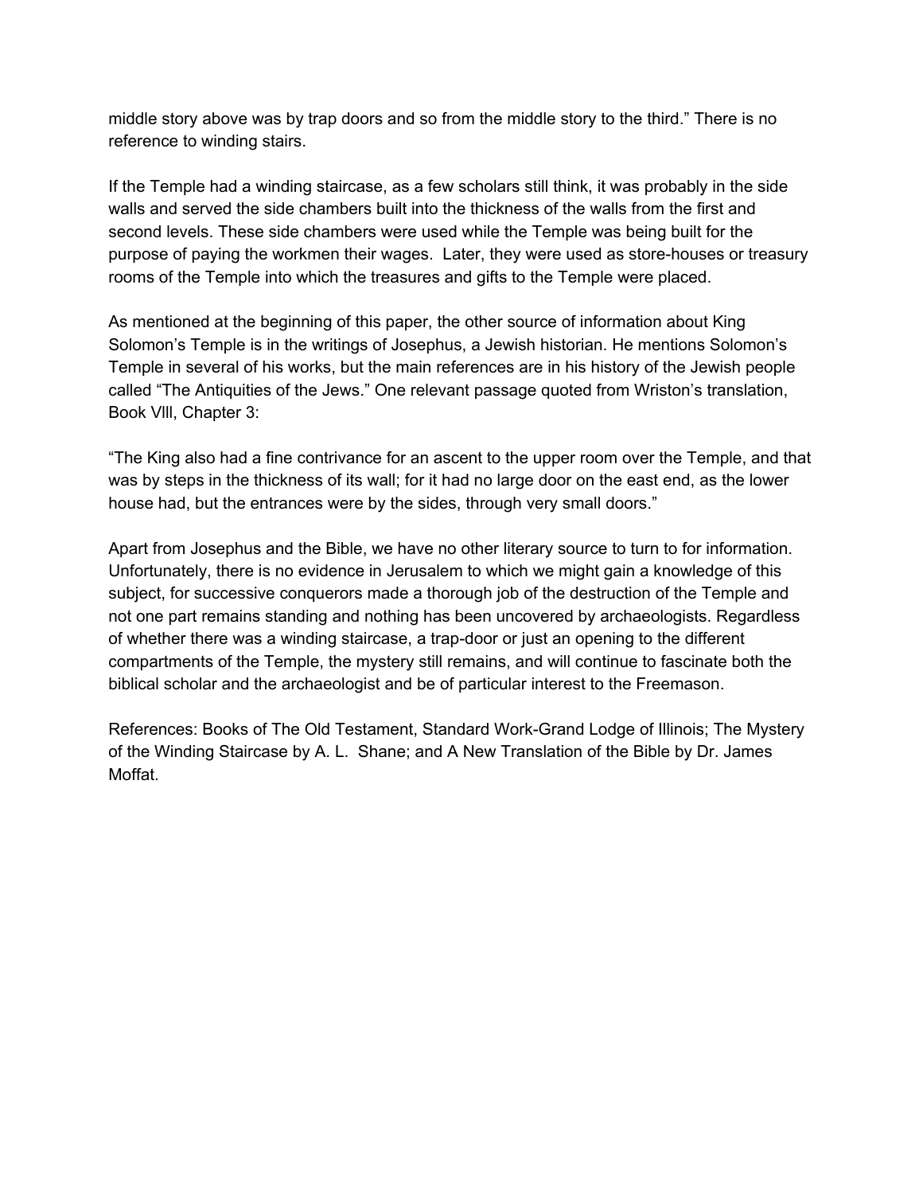middle story above was by trap doors and so from the middle story to the third." There is no reference to winding stairs.

If the Temple had a winding staircase, as a few scholars still think, it was probably in the side walls and served the side chambers built into the thickness of the walls from the first and second levels. These side chambers were used while the Temple was being built for the purpose of paying the workmen their wages. Later, they were used as store-houses or treasury rooms of the Temple into which the treasures and gifts to the Temple were placed.

As mentioned at the beginning of this paper, the other source of information about King Solomon's Temple is in the writings of Josephus, a Jewish historian. He mentions Solomon's Temple in several of his works, but the main references are in his history of the Jewish people called "The Antiquities of the Jews." One relevant passage quoted from Wriston's translation, Book Vlll, Chapter 3:

"The King also had a fine contrivance for an ascent to the upper room over the Temple, and that was by steps in the thickness of its wall; for it had no large door on the east end, as the lower house had, but the entrances were by the sides, through very small doors."

Apart from Josephus and the Bible, we have no other literary source to turn to for information. Unfortunately, there is no evidence in Jerusalem to which we might gain a knowledge of this subject, for successive conquerors made a thorough job of the destruction of the Temple and not one part remains standing and nothing has been uncovered by archaeologists. Regardless of whether there was a winding staircase, a trap-door or just an opening to the different compartments of the Temple, the mystery still remains, and will continue to fascinate both the biblical scholar and the archaeologist and be of particular interest to the Freemason.

References: Books of The Old Testament, Standard Work-Grand Lodge of Illinois; The Mystery of the Winding Staircase by A. L. Shane; and A New Translation of the Bible by Dr. James Moffat.